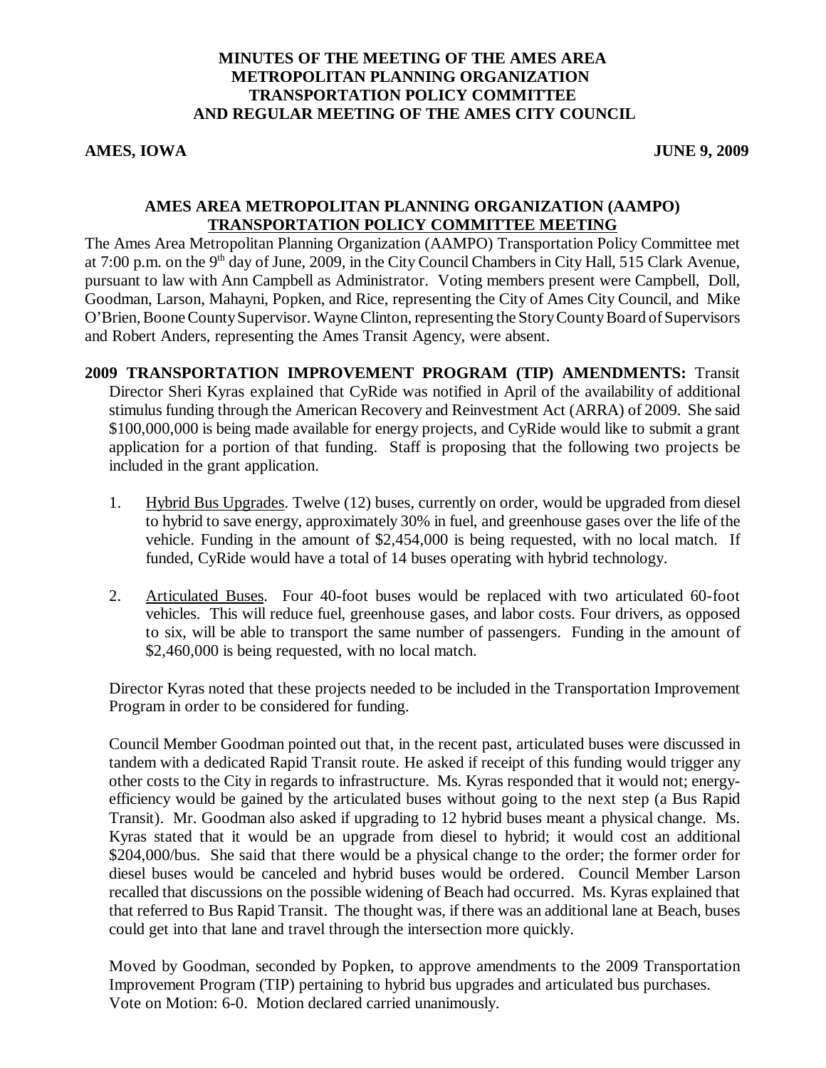# MINUTES OF THE MEETING OF THE AMES AREA METROPOLITAN PLANNING ORGANIZATION TRANSPORTATION POLICY COMMITTEE AND REGULAR MEETING OF THE AMES CITY COUNCIL

**AMES, IOWA** **JUNE 9, 2009**

## AMES AREA METROPOLITAN PLANNING ORGANIZATION (AAMPO) TRANSPORTATION POLICY COMMITTEE MEETING

The Ames Area Metropolitan Planning Organization (AAMPO) Transportation Policy Committee met at 7:00 p.m. on the 9th day of June, 2009, in the City Council Chambers in City Hall, 515 Clark Avenue, pursuant to law with Ann Campbell as Administrator. Voting members present were Campbell, Doll, Goodman, Larson, Mahayni, Popken, and Rice, representing the City of Ames City Council, and Mike O'Brien, Boone County Supervisor. Wayne Clinton, representing the Story County Board of Supervisors and Robert Anders, representing the Ames Transit Agency, were absent.

**2009 TRANSPORTATION IMPROVEMENT PROGRAM (TIP) AMENDMENTS:** Transit Director Sheri Kyras explained that CyRide was notified in April of the availability of additional stimulus funding through the American Recovery and Reinvestment Act (ARRA) of 2009. She said $100,000,000 is being made available for energy projects, and CyRide would like to submit a grant application for a portion of that funding. Staff is proposing that the following two projects be included in the grant application.

1. Hybrid Bus Upgrades. Twelve (12) buses, currently on order, would be upgraded from diesel to hybrid to save energy, approximately 30% in fuel, and greenhouse gases over the life of the vehicle. Funding in the amount of $2,454,000 is being requested, with no local match. If funded, CyRide would have a total of 14 buses operating with hybrid technology.

2. Articulated Buses. Four 40-foot buses would be replaced with two articulated 60-foot vehicles. This will reduce fuel, greenhouse gases, and labor costs. Four drivers, as opposed to six, will be able to transport the same number of passengers. Funding in the amount of $2,460,000 is being requested, with no local match.

Director Kyras noted that these projects needed to be included in the Transportation Improvement Program in order to be considered for funding.

Council Member Goodman pointed out that, in the recent past, articulated buses were discussed in tandem with a dedicated Rapid Transit route. He asked if receipt of this funding would trigger any other costs to the City in regards to infrastructure. Ms. Kyras responded that it would not; energy-efficiency would be gained by the articulated buses without going to the next step (a Bus Rapid Transit). Mr. Goodman also asked if upgrading to 12 hybrid buses meant a physical change. Ms. Kyras stated that it would be an upgrade from diesel to hybrid; it would cost an additional $204,000/bus. She said that there would be a physical change to the order; the former order for diesel buses would be canceled and hybrid buses would be ordered. Council Member Larson recalled that discussions on the possible widening of Beach had occurred. Ms. Kyras explained that that referred to Bus Rapid Transit. The thought was, if there was an additional lane at Beach, buses could get into that lane and travel through the intersection more quickly.

Moved by Goodman, seconded by Popken, to approve amendments to the 2009 Transportation Improvement Program (TIP) pertaining to hybrid bus upgrades and articulated bus purchases.
Vote on Motion: 6-0. Motion declared carried unanimously.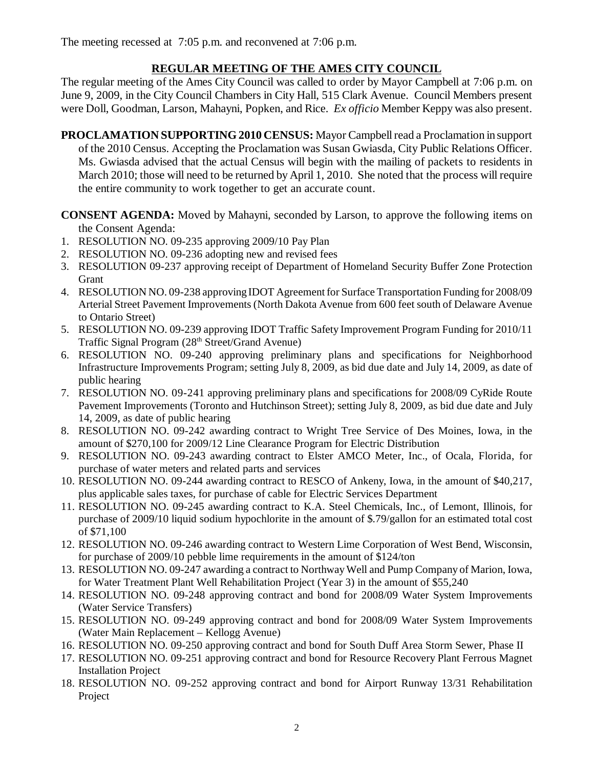The meeting recessed at 7:05 p.m. and reconvened at 7:06 p.m.

## REGULAR MEETING OF THE AMES CITY COUNCIL

The regular meeting of the Ames City Council was called to order by Mayor Campbell at 7:06 p.m. on June 9, 2009, in the City Council Chambers in City Hall, 515 Clark Avenue. Council Members present were Doll, Goodman, Larson, Mahayni, Popken, and Rice. *Ex officio* Member Keppy was also present.

**PROCLAMATION SUPPORTING 2010 CENSUS:** Mayor Campbell read a Proclamation in support of the 2010 Census. Accepting the Proclamation was Susan Gwiasda, City Public Relations Officer. Ms. Gwiasda advised that the actual Census will begin with the mailing of packets to residents in March 2010; those will need to be returned by April 1, 2010. She noted that the process will require the entire community to work together to get an accurate count.

**CONSENT AGENDA:** Moved by Mahayni, seconded by Larson, to approve the following items on the Consent Agenda:

1. RESOLUTION NO. 09-235 approving 2009/10 Pay Plan
2. RESOLUTION NO. 09-236 adopting new and revised fees
3. RESOLUTION 09-237 approving receipt of Department of Homeland Security Buffer Zone Protection Grant
4. RESOLUTION NO. 09-238 approving IDOT Agreement for Surface Transportation Funding for 2008/09 Arterial Street Pavement Improvements (North Dakota Avenue from 600 feet south of Delaware Avenue to Ontario Street)
5. RESOLUTION NO. 09-239 approving IDOT Traffic Safety Improvement Program Funding for 2010/11 Traffic Signal Program (28th Street/Grand Avenue)
6. RESOLUTION NO. 09-240 approving preliminary plans and specifications for Neighborhood Infrastructure Improvements Program; setting July 8, 2009, as bid due date and July 14, 2009, as date of public hearing
7. RESOLUTION NO. 09-241 approving preliminary plans and specifications for 2008/09 CyRide Route Pavement Improvements (Toronto and Hutchinson Street); setting July 8, 2009, as bid due date and July 14, 2009, as date of public hearing
8. RESOLUTION NO. 09-242 awarding contract to Wright Tree Service of Des Moines, Iowa, in the amount of $270,100 for 2009/12 Line Clearance Program for Electric Distribution
9. RESOLUTION NO. 09-243 awarding contract to Elster AMCO Meter, Inc., of Ocala, Florida, for purchase of water meters and related parts and services
10. RESOLUTION NO. 09-244 awarding contract to RESCO of Ankeny, Iowa, in the amount of $40,217, plus applicable sales taxes, for purchase of cable for Electric Services Department
11. RESOLUTION NO. 09-245 awarding contract to K.A. Steel Chemicals, Inc., of Lemont, Illinois, for purchase of 2009/10 liquid sodium hypochlorite in the amount of $.79/gallon for an estimated total cost of $71,100
12. RESOLUTION NO. 09-246 awarding contract to Western Lime Corporation of West Bend, Wisconsin, for purchase of 2009/10 pebble lime requirements in the amount of $124/ton
13. RESOLUTION NO. 09-247 awarding a contract to Northway Well and Pump Company of Marion, Iowa, for Water Treatment Plant Well Rehabilitation Project (Year 3) in the amount of $55,240
14. RESOLUTION NO. 09-248 approving contract and bond for 2008/09 Water System Improvements (Water Service Transfers)
15. RESOLUTION NO. 09-249 approving contract and bond for 2008/09 Water System Improvements (Water Main Replacement – Kellogg Avenue)
16. RESOLUTION NO. 09-250 approving contract and bond for South Duff Area Storm Sewer, Phase II
17. RESOLUTION NO. 09-251 approving contract and bond for Resource Recovery Plant Ferrous Magnet Installation Project
18. RESOLUTION NO. 09-252 approving contract and bond for Airport Runway 13/31 Rehabilitation Project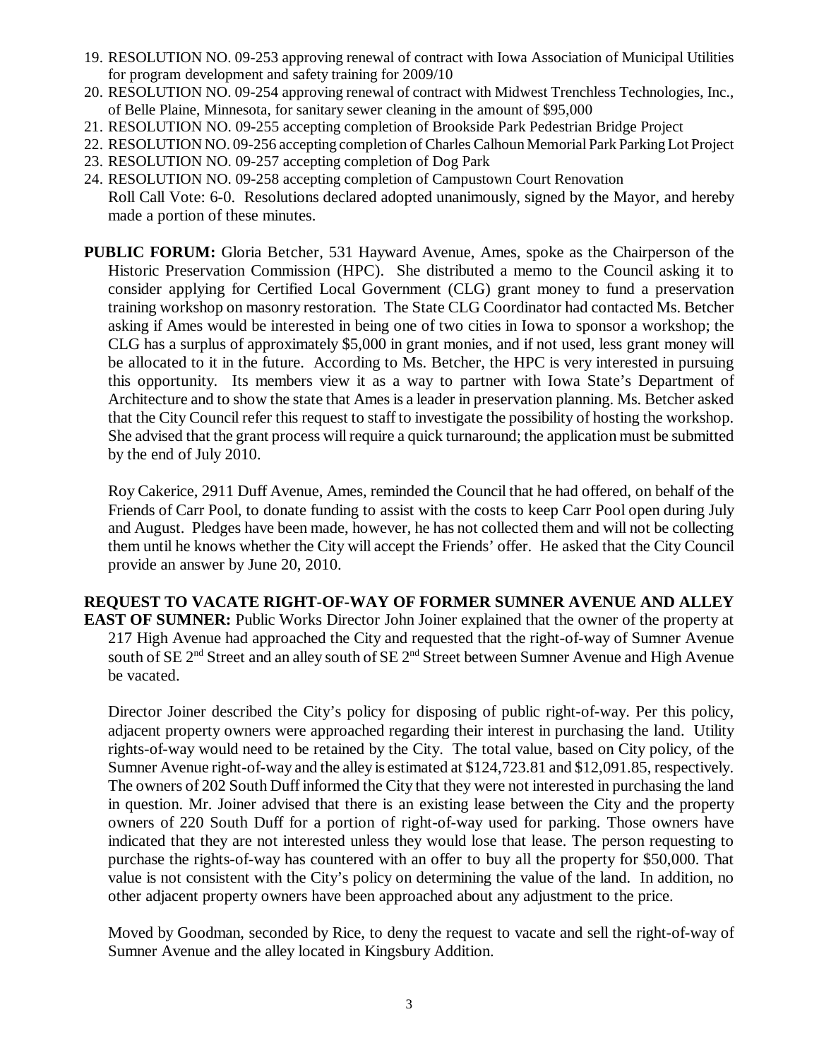19. RESOLUTION NO. 09-253 approving renewal of contract with Iowa Association of Municipal Utilities for program development and safety training for 2009/10
20. RESOLUTION NO. 09-254 approving renewal of contract with Midwest Trenchless Technologies, Inc., of Belle Plaine, Minnesota, for sanitary sewer cleaning in the amount of $95,000
21. RESOLUTION NO. 09-255 accepting completion of Brookside Park Pedestrian Bridge Project
22. RESOLUTION NO. 09-256 accepting completion of Charles Calhoun Memorial Park Parking Lot Project
23. RESOLUTION NO. 09-257 accepting completion of Dog Park
24. RESOLUTION NO. 09-258 accepting completion of Campustown Court Renovation

Roll Call Vote: 6-0. Resolutions declared adopted unanimously, signed by the Mayor, and hereby made a portion of these minutes.

**PUBLIC FORUM:** Gloria Betcher, 531 Hayward Avenue, Ames, spoke as the Chairperson of the Historic Preservation Commission (HPC). She distributed a memo to the Council asking it to consider applying for Certified Local Government (CLG) grant money to fund a preservation training workshop on masonry restoration. The State CLG Coordinator had contacted Ms. Betcher asking if Ames would be interested in being one of two cities in Iowa to sponsor a workshop; the CLG has a surplus of approximately $5,000 in grant monies, and if not used, less grant money will be allocated to it in the future. According to Ms. Betcher, the HPC is very interested in pursuing this opportunity. Its members view it as a way to partner with Iowa State's Department of Architecture and to show the state that Ames is a leader in preservation planning. Ms. Betcher asked that the City Council refer this request to staff to investigate the possibility of hosting the workshop. She advised that the grant process will require a quick turnaround; the application must be submitted by the end of July 2010.

Roy Cakerice, 2911 Duff Avenue, Ames, reminded the Council that he had offered, on behalf of the Friends of Carr Pool, to donate funding to assist with the costs to keep Carr Pool open during July and August. Pledges have been made, however, he has not collected them and will not be collecting them until he knows whether the City will accept the Friends' offer. He asked that the City Council provide an answer by June 20, 2010.

**REQUEST TO VACATE RIGHT-OF-WAY OF FORMER SUMNER AVENUE AND ALLEY EAST OF SUMNER:** Public Works Director John Joiner explained that the owner of the property at 217 High Avenue had approached the City and requested that the right-of-way of Sumner Avenue south of SE 2nd Street and an alley south of SE 2nd Street between Sumner Avenue and High Avenue be vacated.

Director Joiner described the City's policy for disposing of public right-of-way. Per this policy, adjacent property owners were approached regarding their interest in purchasing the land. Utility rights-of-way would need to be retained by the City. The total value, based on City policy, of the Sumner Avenue right-of-way and the alley is estimated at $124,723.81 and $12,091.85, respectively. The owners of 202 South Duff informed the City that they were not interested in purchasing the land in question. Mr. Joiner advised that there is an existing lease between the City and the property owners of 220 South Duff for a portion of right-of-way used for parking. Those owners have indicated that they are not interested unless they would lose that lease. The person requesting to purchase the rights-of-way has countered with an offer to buy all the property for $50,000. That value is not consistent with the City's policy on determining the value of the land. In addition, no other adjacent property owners have been approached about any adjustment to the price.

Moved by Goodman, seconded by Rice, to deny the request to vacate and sell the right-of-way of Sumner Avenue and the alley located in Kingsbury Addition.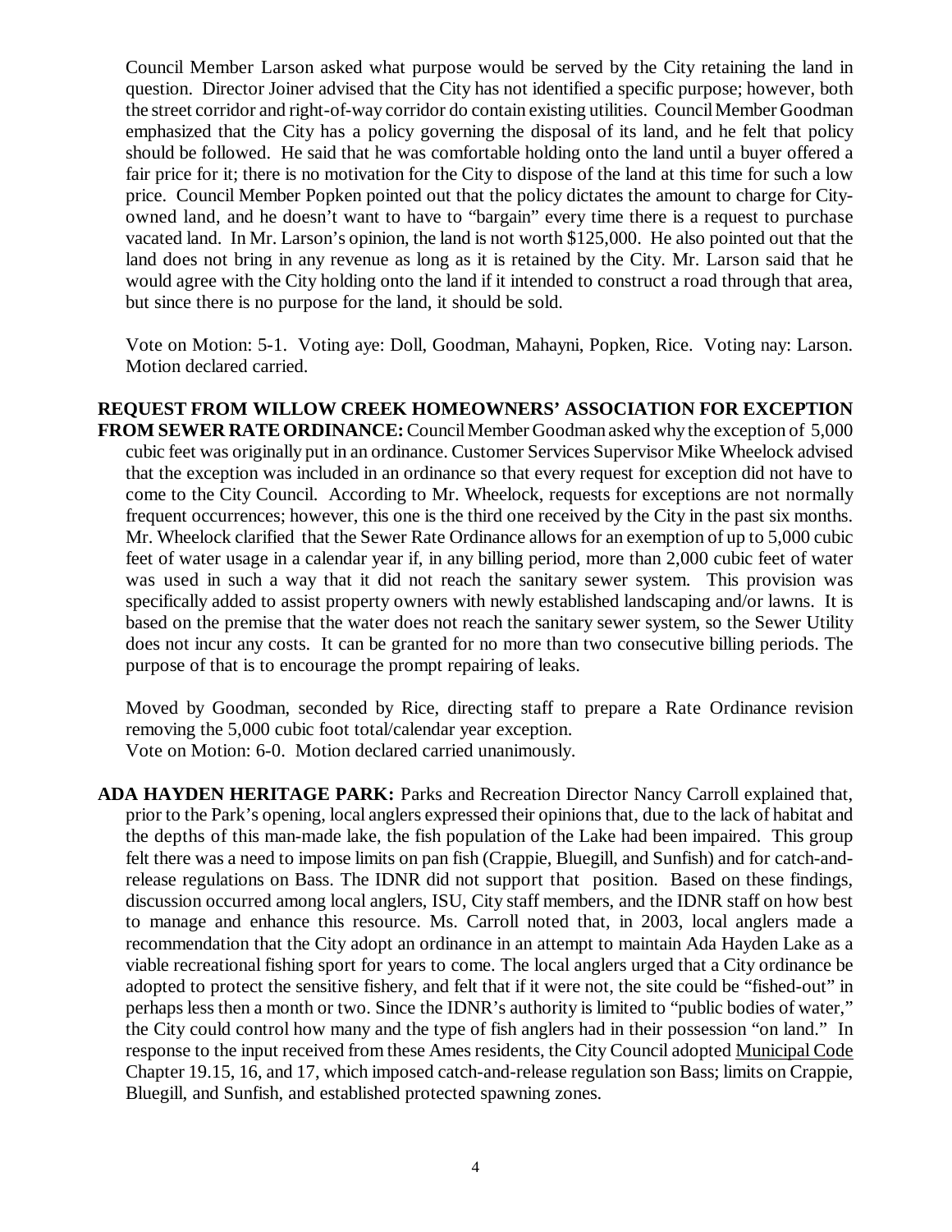Council Member Larson asked what purpose would be served by the City retaining the land in question. Director Joiner advised that the City has not identified a specific purpose; however, both the street corridor and right-of-way corridor do contain existing utilities. Council Member Goodman emphasized that the City has a policy governing the disposal of its land, and he felt that policy should be followed. He said that he was comfortable holding onto the land until a buyer offered a fair price for it; there is no motivation for the City to dispose of the land at this time for such a low price. Council Member Popken pointed out that the policy dictates the amount to charge for City-owned land, and he doesn't want to have to "bargain" every time there is a request to purchase vacated land. In Mr. Larson's opinion, the land is not worth $125,000. He also pointed out that the land does not bring in any revenue as long as it is retained by the City. Mr. Larson said that he would agree with the City holding onto the land if it intended to construct a road through that area, but since there is no purpose for the land, it should be sold.

Vote on Motion: 5-1. Voting aye: Doll, Goodman, Mahayni, Popken, Rice. Voting nay: Larson. Motion declared carried.

**REQUEST FROM WILLOW CREEK HOMEOWNERS' ASSOCIATION FOR EXCEPTION FROM SEWER RATE ORDINANCE:** Council Member Goodman asked why the exception of 5,000 cubic feet was originally put in an ordinance. Customer Services Supervisor Mike Wheelock advised that the exception was included in an ordinance so that every request for exception did not have to come to the City Council. According to Mr. Wheelock, requests for exceptions are not normally frequent occurrences; however, this one is the third one received by the City in the past six months. Mr. Wheelock clarified that the Sewer Rate Ordinance allows for an exemption of up to 5,000 cubic feet of water usage in a calendar year if, in any billing period, more than 2,000 cubic feet of water was used in such a way that it did not reach the sanitary sewer system. This provision was specifically added to assist property owners with newly established landscaping and/or lawns. It is based on the premise that the water does not reach the sanitary sewer system, so the Sewer Utility does not incur any costs. It can be granted for no more than two consecutive billing periods. The purpose of that is to encourage the prompt repairing of leaks.

Moved by Goodman, seconded by Rice, directing staff to prepare a Rate Ordinance revision removing the 5,000 cubic foot total/calendar year exception.
Vote on Motion: 6-0. Motion declared carried unanimously.

**ADA HAYDEN HERITAGE PARK:** Parks and Recreation Director Nancy Carroll explained that, prior to the Park's opening, local anglers expressed their opinions that, due to the lack of habitat and the depths of this man-made lake, the fish population of the Lake had been impaired. This group felt there was a need to impose limits on pan fish (Crappie, Bluegill, and Sunfish) and for catch-and-release regulations on Bass. The IDNR did not support that position. Based on these findings, discussion occurred among local anglers, ISU, City staff members, and the IDNR staff on how best to manage and enhance this resource. Ms. Carroll noted that, in 2003, local anglers made a recommendation that the City adopt an ordinance in an attempt to maintain Ada Hayden Lake as a viable recreational fishing sport for years to come. The local anglers urged that a City ordinance be adopted to protect the sensitive fishery, and felt that if it were not, the site could be "fished-out" in perhaps less then a month or two. Since the IDNR's authority is limited to "public bodies of water," the City could control how many and the type of fish anglers had in their possession "on land." In response to the input received from these Ames residents, the City Council adopted Municipal Code Chapter 19.15, 16, and 17, which imposed catch-and-release regulation son Bass; limits on Crappie, Bluegill, and Sunfish, and established protected spawning zones.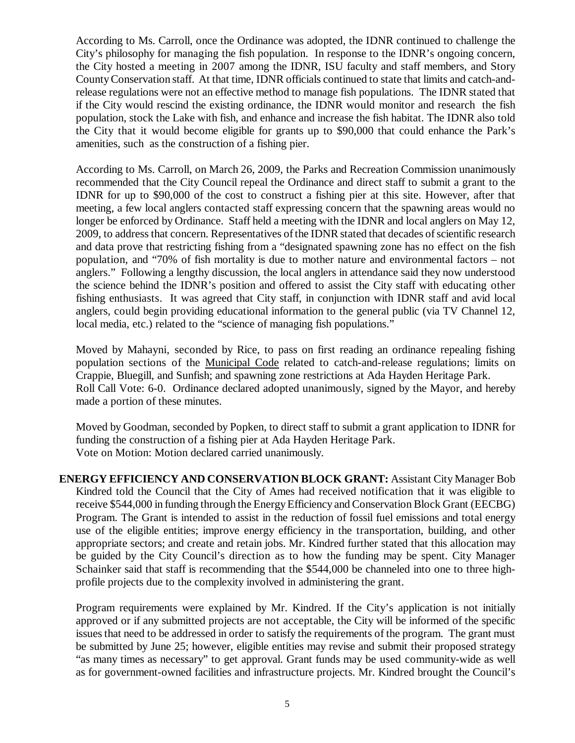According to Ms. Carroll, once the Ordinance was adopted, the IDNR continued to challenge the City's philosophy for managing the fish population. In response to the IDNR's ongoing concern, the City hosted a meeting in 2007 among the IDNR, ISU faculty and staff members, and Story County Conservation staff. At that time, IDNR officials continued to state that limits and catch-and-release regulations were not an effective method to manage fish populations. The IDNR stated that if the City would rescind the existing ordinance, the IDNR would monitor and research the fish population, stock the Lake with fish, and enhance and increase the fish habitat. The IDNR also told the City that it would become eligible for grants up to $90,000 that could enhance the Park's amenities, such as the construction of a fishing pier.

According to Ms. Carroll, on March 26, 2009, the Parks and Recreation Commission unanimously recommended that the City Council repeal the Ordinance and direct staff to submit a grant to the IDNR for up to $90,000 of the cost to construct a fishing pier at this site. However, after that meeting, a few local anglers contacted staff expressing concern that the spawning areas would no longer be enforced by Ordinance. Staff held a meeting with the IDNR and local anglers on May 12, 2009, to address that concern. Representatives of the IDNR stated that decades of scientific research and data prove that restricting fishing from a "designated spawning zone has no effect on the fish population, and "70% of fish mortality is due to mother nature and environmental factors – not anglers." Following a lengthy discussion, the local anglers in attendance said they now understood the science behind the IDNR's position and offered to assist the City staff with educating other fishing enthusiasts. It was agreed that City staff, in conjunction with IDNR staff and avid local anglers, could begin providing educational information to the general public (via TV Channel 12, local media, etc.) related to the "science of managing fish populations."

Moved by Mahayni, seconded by Rice, to pass on first reading an ordinance repealing fishing population sections of the Municipal Code related to catch-and-release regulations; limits on Crappie, Bluegill, and Sunfish; and spawning zone restrictions at Ada Hayden Heritage Park.
Roll Call Vote: 6-0. Ordinance declared adopted unanimously, signed by the Mayor, and hereby made a portion of these minutes.

Moved by Goodman, seconded by Popken, to direct staff to submit a grant application to IDNR for funding the construction of a fishing pier at Ada Hayden Heritage Park.
Vote on Motion: Motion declared carried unanimously.

**ENERGY EFFICIENCY AND CONSERVATION BLOCK GRANT:** Assistant City Manager Bob Kindred told the Council that the City of Ames had received notification that it was eligible to receive $544,000 in funding through the Energy Efficiency and Conservation Block Grant (EECBG) Program. The Grant is intended to assist in the reduction of fossil fuel emissions and total energy use of the eligible entities; improve energy efficiency in the transportation, building, and other appropriate sectors; and create and retain jobs. Mr. Kindred further stated that this allocation may be guided by the City Council's direction as to how the funding may be spent. City Manager Schainker said that staff is recommending that the $544,000 be channeled into one to three high-profile projects due to the complexity involved in administering the grant.

Program requirements were explained by Mr. Kindred. If the City's application is not initially approved or if any submitted projects are not acceptable, the City will be informed of the specific issues that need to be addressed in order to satisfy the requirements of the program. The grant must be submitted by June 25; however, eligible entities may revise and submit their proposed strategy "as many times as necessary" to get approval. Grant funds may be used community-wide as well as for government-owned facilities and infrastructure projects. Mr. Kindred brought the Council's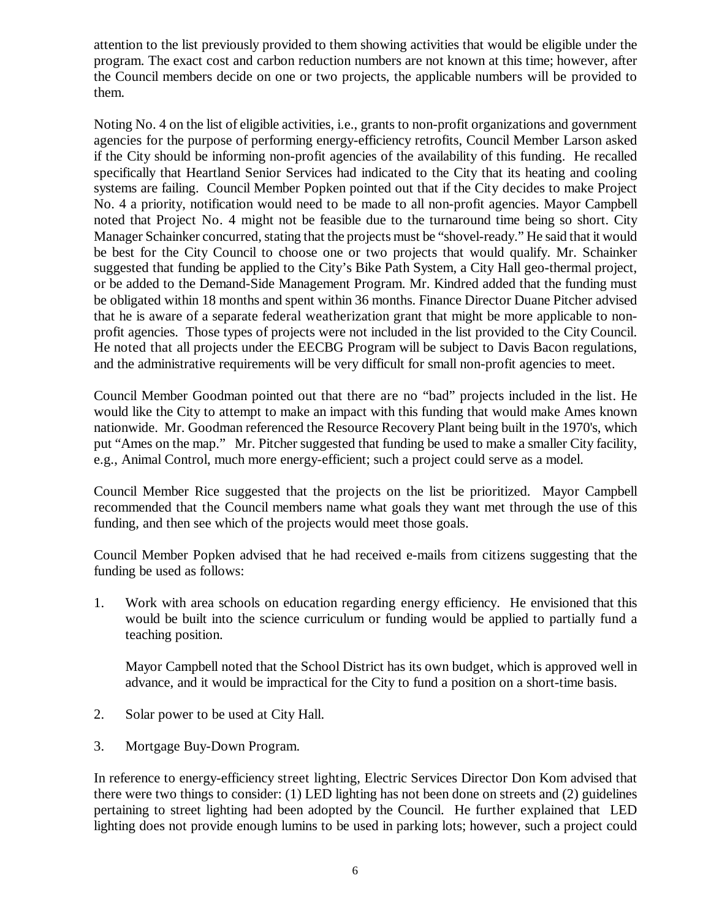attention to the list previously provided to them showing activities that would be eligible under the program. The exact cost and carbon reduction numbers are not known at this time; however, after the Council members decide on one or two projects, the applicable numbers will be provided to them.

Noting No. 4 on the list of eligible activities, i.e., grants to non-profit organizations and government agencies for the purpose of performing energy-efficiency retrofits, Council Member Larson asked if the City should be informing non-profit agencies of the availability of this funding. He recalled specifically that Heartland Senior Services had indicated to the City that its heating and cooling systems are failing. Council Member Popken pointed out that if the City decides to make Project No. 4 a priority, notification would need to be made to all non-profit agencies. Mayor Campbell noted that Project No. 4 might not be feasible due to the turnaround time being so short. City Manager Schainker concurred, stating that the projects must be "shovel-ready." He said that it would be best for the City Council to choose one or two projects that would qualify. Mr. Schainker suggested that funding be applied to the City's Bike Path System, a City Hall geo-thermal project, or be added to the Demand-Side Management Program. Mr. Kindred added that the funding must be obligated within 18 months and spent within 36 months. Finance Director Duane Pitcher advised that he is aware of a separate federal weatherization grant that might be more applicable to non-profit agencies. Those types of projects were not included in the list provided to the City Council. He noted that all projects under the EECBG Program will be subject to Davis Bacon regulations, and the administrative requirements will be very difficult for small non-profit agencies to meet.

Council Member Goodman pointed out that there are no "bad" projects included in the list. He would like the City to attempt to make an impact with this funding that would make Ames known nationwide. Mr. Goodman referenced the Resource Recovery Plant being built in the 1970's, which put "Ames on the map." Mr. Pitcher suggested that funding be used to make a smaller City facility, e.g., Animal Control, much more energy-efficient; such a project could serve as a model.

Council Member Rice suggested that the projects on the list be prioritized. Mayor Campbell recommended that the Council members name what goals they want met through the use of this funding, and then see which of the projects would meet those goals.

Council Member Popken advised that he had received e-mails from citizens suggesting that the funding be used as follows:

1. Work with area schools on education regarding energy efficiency. He envisioned that this would be built into the science curriculum or funding would be applied to partially fund a teaching position.

   Mayor Campbell noted that the School District has its own budget, which is approved well in advance, and it would be impractical for the City to fund a position on a short-time basis.

2. Solar power to be used at City Hall.

3. Mortgage Buy-Down Program.

In reference to energy-efficiency street lighting, Electric Services Director Don Kom advised that there were two things to consider: (1) LED lighting has not been done on streets and (2) guidelines pertaining to street lighting had been adopted by the Council. He further explained that LED lighting does not provide enough lumins to be used in parking lots; however, such a project could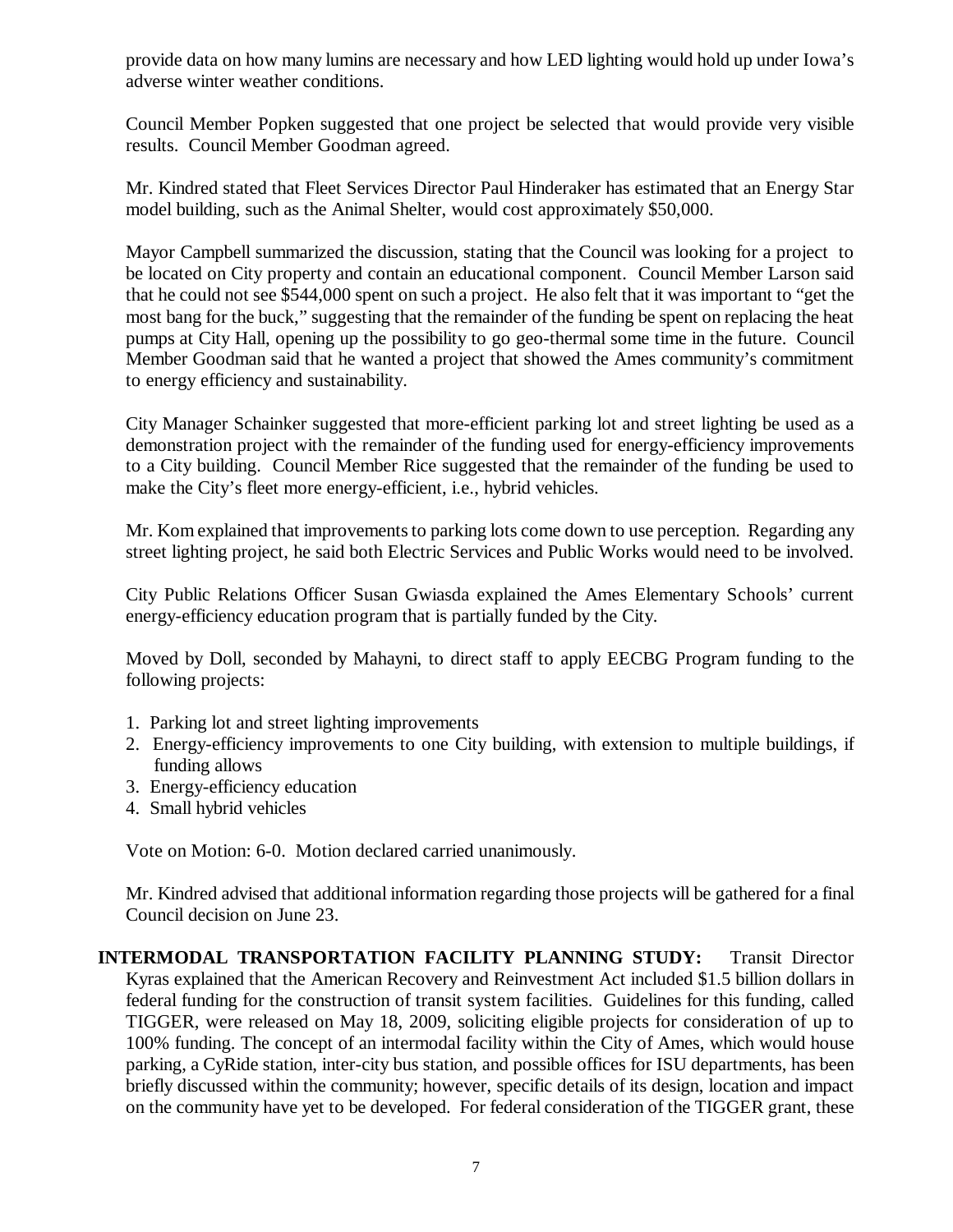provide data on how many lumins are necessary and how LED lighting would hold up under Iowa's adverse winter weather conditions.

Council Member Popken suggested that one project be selected that would provide very visible results. Council Member Goodman agreed.

Mr. Kindred stated that Fleet Services Director Paul Hinderaker has estimated that an Energy Star model building, such as the Animal Shelter, would cost approximately $50,000.

Mayor Campbell summarized the discussion, stating that the Council was looking for a project to be located on City property and contain an educational component. Council Member Larson said that he could not see $544,000 spent on such a project. He also felt that it was important to "get the most bang for the buck," suggesting that the remainder of the funding be spent on replacing the heat pumps at City Hall, opening up the possibility to go geo-thermal some time in the future. Council Member Goodman said that he wanted a project that showed the Ames community's commitment to energy efficiency and sustainability.

City Manager Schainker suggested that more-efficient parking lot and street lighting be used as a demonstration project with the remainder of the funding used for energy-efficiency improvements to a City building. Council Member Rice suggested that the remainder of the funding be used to make the City's fleet more energy-efficient, i.e., hybrid vehicles.

Mr. Kom explained that improvements to parking lots come down to use perception. Regarding any street lighting project, he said both Electric Services and Public Works would need to be involved.

City Public Relations Officer Susan Gwiasda explained the Ames Elementary Schools' current energy-efficiency education program that is partially funded by the City.

Moved by Doll, seconded by Mahayni, to direct staff to apply EECBG Program funding to the following projects:

1. Parking lot and street lighting improvements
2. Energy-efficiency improvements to one City building, with extension to multiple buildings, if funding allows
3. Energy-efficiency education
4. Small hybrid vehicles

Vote on Motion: 6-0. Motion declared carried unanimously.

Mr. Kindred advised that additional information regarding those projects will be gathered for a final Council decision on June 23.

**INTERMODAL TRANSPORTATION FACILITY PLANNING STUDY:** Transit Director Kyras explained that the American Recovery and Reinvestment Act included $1.5 billion dollars in federal funding for the construction of transit system facilities. Guidelines for this funding, called TIGGER, were released on May 18, 2009, soliciting eligible projects for consideration of up to 100% funding. The concept of an intermodal facility within the City of Ames, which would house parking, a CyRide station, inter-city bus station, and possible offices for ISU departments, has been briefly discussed within the community; however, specific details of its design, location and impact on the community have yet to be developed. For federal consideration of the TIGGER grant, these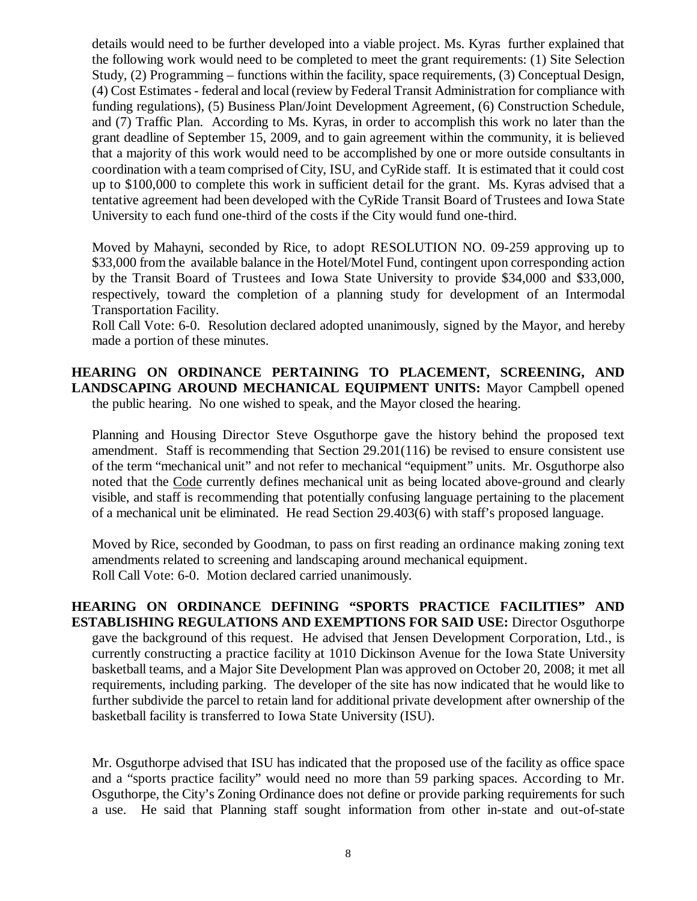details would need to be further developed into a viable project. Ms. Kyras further explained that the following work would need to be completed to meet the grant requirements: (1) Site Selection Study, (2) Programming – functions within the facility, space requirements, (3) Conceptual Design, (4) Cost Estimates - federal and local (review by Federal Transit Administration for compliance with funding regulations), (5) Business Plan/Joint Development Agreement, (6) Construction Schedule, and (7) Traffic Plan. According to Ms. Kyras, in order to accomplish this work no later than the grant deadline of September 15, 2009, and to gain agreement within the community, it is believed that a majority of this work would need to be accomplished by one or more outside consultants in coordination with a team comprised of City, ISU, and CyRide staff. It is estimated that it could cost up to $100,000 to complete this work in sufficient detail for the grant. Ms. Kyras advised that a tentative agreement had been developed with the CyRide Transit Board of Trustees and Iowa State University to each fund one-third of the costs if the City would fund one-third.

Moved by Mahayni, seconded by Rice, to adopt RESOLUTION NO. 09-259 approving up to $33,000 from the available balance in the Hotel/Motel Fund, contingent upon corresponding action by the Transit Board of Trustees and Iowa State University to provide $34,000 and $33,000, respectively, toward the completion of a planning study for development of an Intermodal Transportation Facility.
Roll Call Vote: 6-0. Resolution declared adopted unanimously, signed by the Mayor, and hereby made a portion of these minutes.

**HEARING ON ORDINANCE PERTAINING TO PLACEMENT, SCREENING, AND LANDSCAPING AROUND MECHANICAL EQUIPMENT UNITS:** Mayor Campbell opened the public hearing. No one wished to speak, and the Mayor closed the hearing.

Planning and Housing Director Steve Osguthorpe gave the history behind the proposed text amendment. Staff is recommending that Section 29.201(116) be revised to ensure consistent use of the term "mechanical unit" and not refer to mechanical "equipment" units. Mr. Osguthorpe also noted that the Code currently defines mechanical unit as being located above-ground and clearly visible, and staff is recommending that potentially confusing language pertaining to the placement of a mechanical unit be eliminated. He read Section 29.403(6) with staff's proposed language.

Moved by Rice, seconded by Goodman, to pass on first reading an ordinance making zoning text amendments related to screening and landscaping around mechanical equipment.
Roll Call Vote: 6-0. Motion declared carried unanimously.

**HEARING ON ORDINANCE DEFINING "SPORTS PRACTICE FACILITIES" AND ESTABLISHING REGULATIONS AND EXEMPTIONS FOR SAID USE:** Director Osguthorpe gave the background of this request. He advised that Jensen Development Corporation, Ltd., is currently constructing a practice facility at 1010 Dickinson Avenue for the Iowa State University basketball teams, and a Major Site Development Plan was approved on October 20, 2008; it met all requirements, including parking. The developer of the site has now indicated that he would like to further subdivide the parcel to retain land for additional private development after ownership of the basketball facility is transferred to Iowa State University (ISU).

Mr. Osguthorpe advised that ISU has indicated that the proposed use of the facility as office space and a "sports practice facility" would need no more than 59 parking spaces. According to Mr. Osguthorpe, the City's Zoning Ordinance does not define or provide parking requirements for such a use. He said that Planning staff sought information from other in-state and out-of-state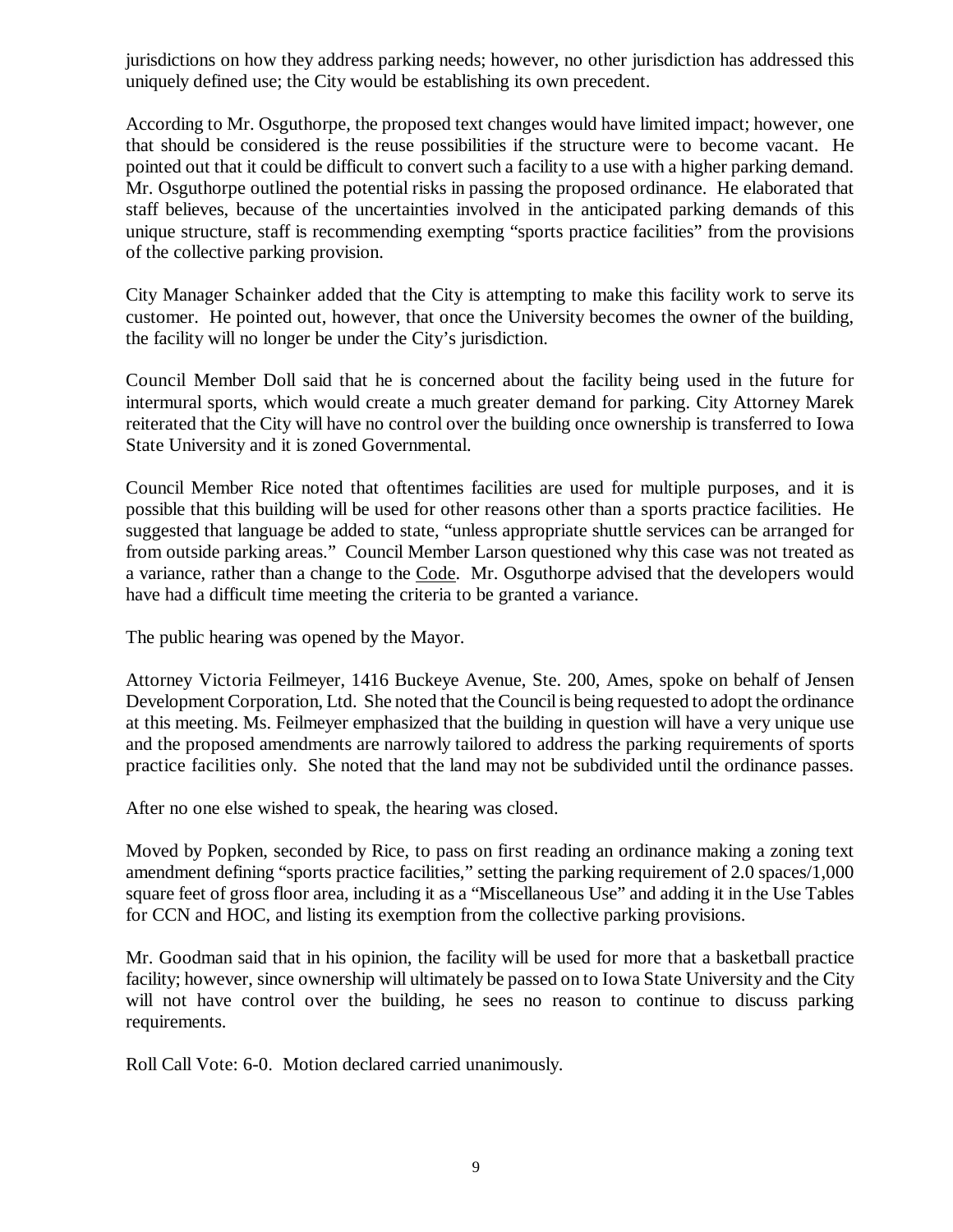jurisdictions on how they address parking needs; however, no other jurisdiction has addressed this uniquely defined use; the City would be establishing its own precedent.

According to Mr. Osguthorpe, the proposed text changes would have limited impact; however, one that should be considered is the reuse possibilities if the structure were to become vacant. He pointed out that it could be difficult to convert such a facility to a use with a higher parking demand. Mr. Osguthorpe outlined the potential risks in passing the proposed ordinance. He elaborated that staff believes, because of the uncertainties involved in the anticipated parking demands of this unique structure, staff is recommending exempting "sports practice facilities" from the provisions of the collective parking provision.

City Manager Schainker added that the City is attempting to make this facility work to serve its customer. He pointed out, however, that once the University becomes the owner of the building, the facility will no longer be under the City's jurisdiction.

Council Member Doll said that he is concerned about the facility being used in the future for intermural sports, which would create a much greater demand for parking. City Attorney Marek reiterated that the City will have no control over the building once ownership is transferred to Iowa State University and it is zoned Governmental.

Council Member Rice noted that oftentimes facilities are used for multiple purposes, and it is possible that this building will be used for other reasons other than a sports practice facilities. He suggested that language be added to state, "unless appropriate shuttle services can be arranged for from outside parking areas." Council Member Larson questioned why this case was not treated as a variance, rather than a change to the Code. Mr. Osguthorpe advised that the developers would have had a difficult time meeting the criteria to be granted a variance.

The public hearing was opened by the Mayor.

Attorney Victoria Feilmeyer, 1416 Buckeye Avenue, Ste. 200, Ames, spoke on behalf of Jensen Development Corporation, Ltd. She noted that the Council is being requested to adopt the ordinance at this meeting. Ms. Feilmeyer emphasized that the building in question will have a very unique use and the proposed amendments are narrowly tailored to address the parking requirements of sports practice facilities only. She noted that the land may not be subdivided until the ordinance passes.

After no one else wished to speak, the hearing was closed.

Moved by Popken, seconded by Rice, to pass on first reading an ordinance making a zoning text amendment defining "sports practice facilities," setting the parking requirement of 2.0 spaces/1,000 square feet of gross floor area, including it as a "Miscellaneous Use" and adding it in the Use Tables for CCN and HOC, and listing its exemption from the collective parking provisions.

Mr. Goodman said that in his opinion, the facility will be used for more that a basketball practice facility; however, since ownership will ultimately be passed on to Iowa State University and the City will not have control over the building, he sees no reason to continue to discuss parking requirements.

Roll Call Vote: 6-0. Motion declared carried unanimously.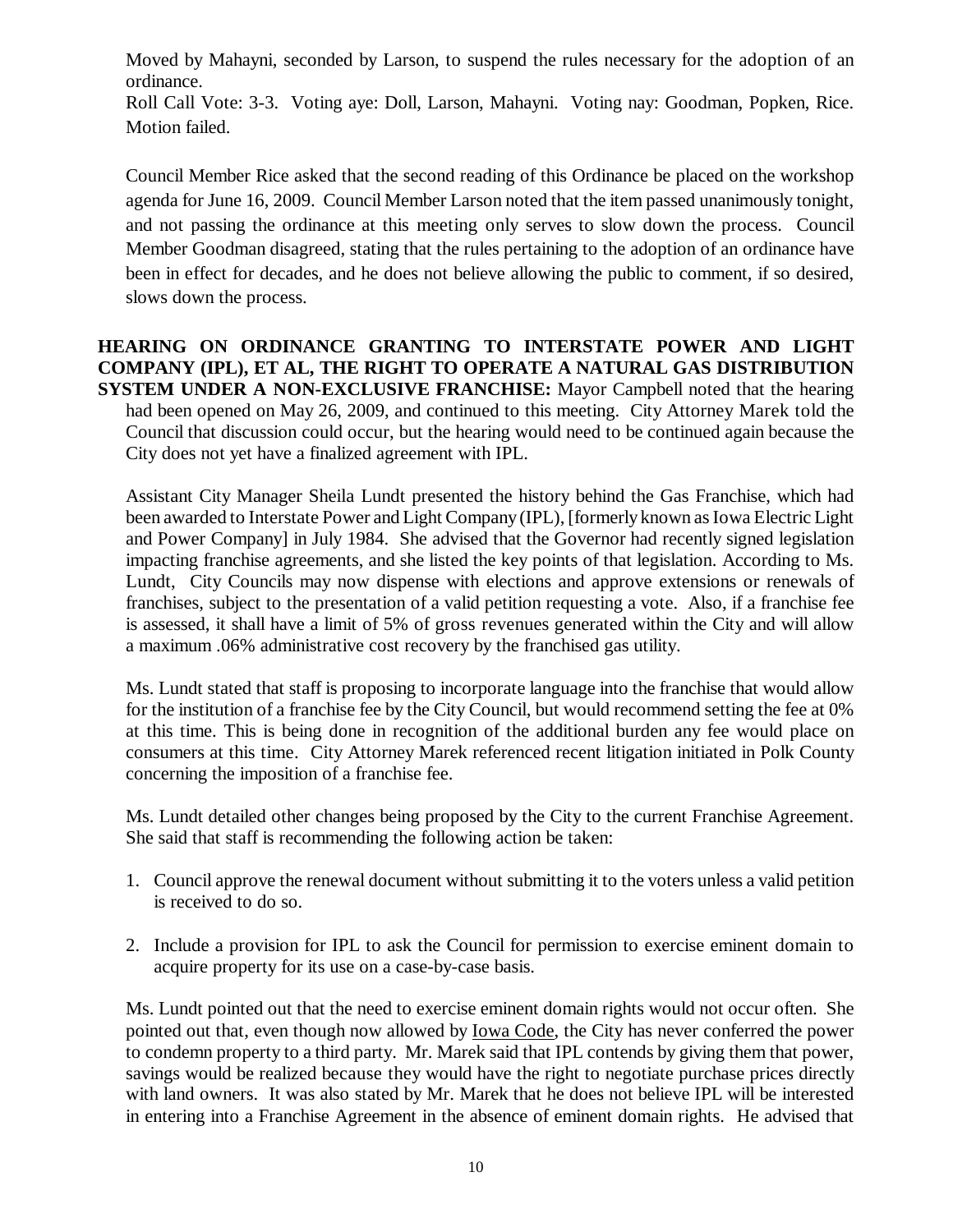Moved by Mahayni, seconded by Larson, to suspend the rules necessary for the adoption of an ordinance.
Roll Call Vote: 3-3. Voting aye: Doll, Larson, Mahayni. Voting nay: Goodman, Popken, Rice. Motion failed.

Council Member Rice asked that the second reading of this Ordinance be placed on the workshop agenda for June 16, 2009. Council Member Larson noted that the item passed unanimously tonight, and not passing the ordinance at this meeting only serves to slow down the process. Council Member Goodman disagreed, stating that the rules pertaining to the adoption of an ordinance have been in effect for decades, and he does not believe allowing the public to comment, if so desired, slows down the process.

**HEARING ON ORDINANCE GRANTING TO INTERSTATE POWER AND LIGHT COMPANY (IPL), ET AL, THE RIGHT TO OPERATE A NATURAL GAS DISTRIBUTION SYSTEM UNDER A NON-EXCLUSIVE FRANCHISE:** Mayor Campbell noted that the hearing had been opened on May 26, 2009, and continued to this meeting. City Attorney Marek told the Council that discussion could occur, but the hearing would need to be continued again because the City does not yet have a finalized agreement with IPL.

Assistant City Manager Sheila Lundt presented the history behind the Gas Franchise, which had been awarded to Interstate Power and Light Company (IPL), [formerly known as Iowa Electric Light and Power Company] in July 1984. She advised that the Governor had recently signed legislation impacting franchise agreements, and she listed the key points of that legislation. According to Ms. Lundt, City Councils may now dispense with elections and approve extensions or renewals of franchises, subject to the presentation of a valid petition requesting a vote. Also, if a franchise fee is assessed, it shall have a limit of 5% of gross revenues generated within the City and will allow a maximum .06% administrative cost recovery by the franchised gas utility.

Ms. Lundt stated that staff is proposing to incorporate language into the franchise that would allow for the institution of a franchise fee by the City Council, but would recommend setting the fee at 0% at this time. This is being done in recognition of the additional burden any fee would place on consumers at this time. City Attorney Marek referenced recent litigation initiated in Polk County concerning the imposition of a franchise fee.

Ms. Lundt detailed other changes being proposed by the City to the current Franchise Agreement. She said that staff is recommending the following action be taken:

1. Council approve the renewal document without submitting it to the voters unless a valid petition is received to do so.

2. Include a provision for IPL to ask the Council for permission to exercise eminent domain to acquire property for its use on a case-by-case basis.

Ms. Lundt pointed out that the need to exercise eminent domain rights would not occur often. She pointed out that, even though now allowed by Iowa Code, the City has never conferred the power to condemn property to a third party. Mr. Marek said that IPL contends by giving them that power, savings would be realized because they would have the right to negotiate purchase prices directly with land owners. It was also stated by Mr. Marek that he does not believe IPL will be interested in entering into a Franchise Agreement in the absence of eminent domain rights. He advised that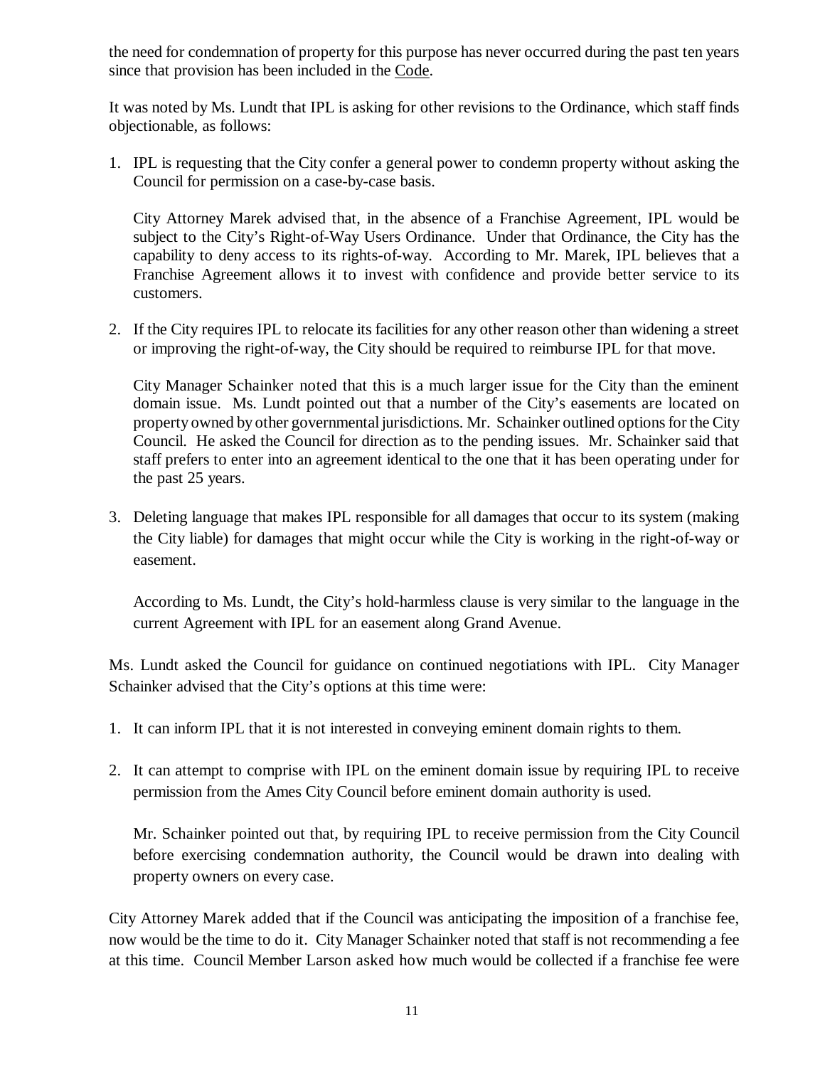the need for condemnation of property for this purpose has never occurred during the past ten years since that provision has been included in the Code.

It was noted by Ms. Lundt that IPL is asking for other revisions to the Ordinance, which staff finds objectionable, as follows:

1. IPL is requesting that the City confer a general power to condemn property without asking the Council for permission on a case-by-case basis.

   City Attorney Marek advised that, in the absence of a Franchise Agreement, IPL would be subject to the City's Right-of-Way Users Ordinance. Under that Ordinance, the City has the capability to deny access to its rights-of-way. According to Mr. Marek, IPL believes that a Franchise Agreement allows it to invest with confidence and provide better service to its customers.

2. If the City requires IPL to relocate its facilities for any other reason other than widening a street or improving the right-of-way, the City should be required to reimburse IPL for that move.

   City Manager Schainker noted that this is a much larger issue for the City than the eminent domain issue. Ms. Lundt pointed out that a number of the City's easements are located on property owned by other governmental jurisdictions. Mr. Schainker outlined options for the City Council. He asked the Council for direction as to the pending issues. Mr. Schainker said that staff prefers to enter into an agreement identical to the one that it has been operating under for the past 25 years.

3. Deleting language that makes IPL responsible for all damages that occur to its system (making the City liable) for damages that might occur while the City is working in the right-of-way or easement.

   According to Ms. Lundt, the City's hold-harmless clause is very similar to the language in the current Agreement with IPL for an easement along Grand Avenue.

Ms. Lundt asked the Council for guidance on continued negotiations with IPL. City Manager Schainker advised that the City's options at this time were:

1. It can inform IPL that it is not interested in conveying eminent domain rights to them.

2. It can attempt to comprise with IPL on the eminent domain issue by requiring IPL to receive permission from the Ames City Council before eminent domain authority is used.

   Mr. Schainker pointed out that, by requiring IPL to receive permission from the City Council before exercising condemnation authority, the Council would be drawn into dealing with property owners on every case.

City Attorney Marek added that if the Council was anticipating the imposition of a franchise fee, now would be the time to do it. City Manager Schainker noted that staff is not recommending a fee at this time. Council Member Larson asked how much would be collected if a franchise fee were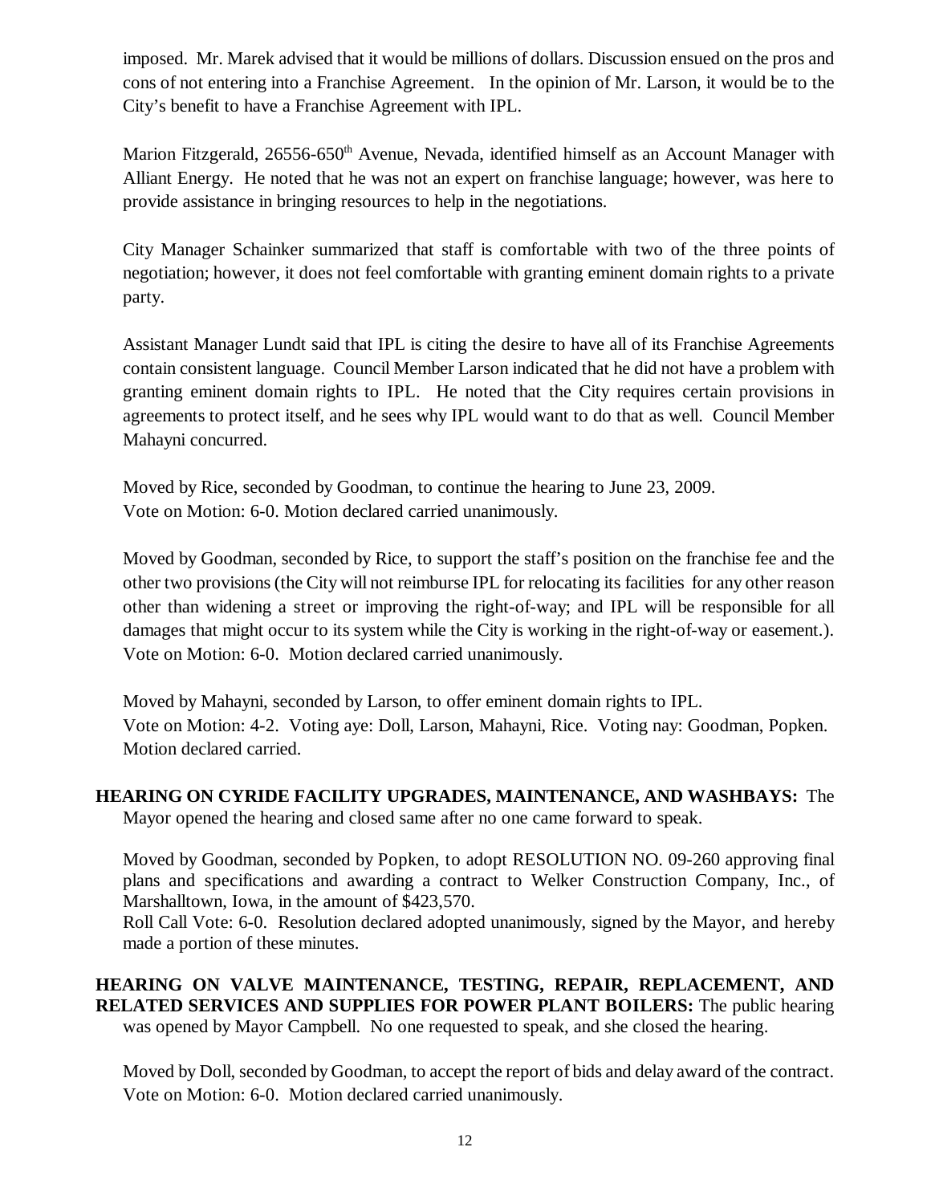imposed. Mr. Marek advised that it would be millions of dollars. Discussion ensued on the pros and cons of not entering into a Franchise Agreement. In the opinion of Mr. Larson, it would be to the City's benefit to have a Franchise Agreement with IPL.

Marion Fitzgerald, 26556-650th Avenue, Nevada, identified himself as an Account Manager with Alliant Energy. He noted that he was not an expert on franchise language; however, was here to provide assistance in bringing resources to help in the negotiations.

City Manager Schainker summarized that staff is comfortable with two of the three points of negotiation; however, it does not feel comfortable with granting eminent domain rights to a private party.

Assistant Manager Lundt said that IPL is citing the desire to have all of its Franchise Agreements contain consistent language. Council Member Larson indicated that he did not have a problem with granting eminent domain rights to IPL. He noted that the City requires certain provisions in agreements to protect itself, and he sees why IPL would want to do that as well. Council Member Mahayni concurred.

Moved by Rice, seconded by Goodman, to continue the hearing to June 23, 2009.
Vote on Motion: 6-0. Motion declared carried unanimously.

Moved by Goodman, seconded by Rice, to support the staff's position on the franchise fee and the other two provisions (the City will not reimburse IPL for relocating its facilities for any other reason other than widening a street or improving the right-of-way; and IPL will be responsible for all damages that might occur to its system while the City is working in the right-of-way or easement.).
Vote on Motion: 6-0. Motion declared carried unanimously.

Moved by Mahayni, seconded by Larson, to offer eminent domain rights to IPL.
Vote on Motion: 4-2. Voting aye: Doll, Larson, Mahayni, Rice. Voting nay: Goodman, Popken.
Motion declared carried.

**HEARING ON CYRIDE FACILITY UPGRADES, MAINTENANCE, AND WASHBAYS:** The Mayor opened the hearing and closed same after no one came forward to speak.

Moved by Goodman, seconded by Popken, to adopt RESOLUTION NO. 09-260 approving final plans and specifications and awarding a contract to Welker Construction Company, Inc., of Marshalltown, Iowa, in the amount of $423,570.
Roll Call Vote: 6-0. Resolution declared adopted unanimously, signed by the Mayor, and hereby made a portion of these minutes.

**HEARING ON VALVE MAINTENANCE, TESTING, REPAIR, REPLACEMENT, AND RELATED SERVICES AND SUPPLIES FOR POWER PLANT BOILERS:** The public hearing was opened by Mayor Campbell. No one requested to speak, and she closed the hearing.

Moved by Doll, seconded by Goodman, to accept the report of bids and delay award of the contract.
Vote on Motion: 6-0. Motion declared carried unanimously.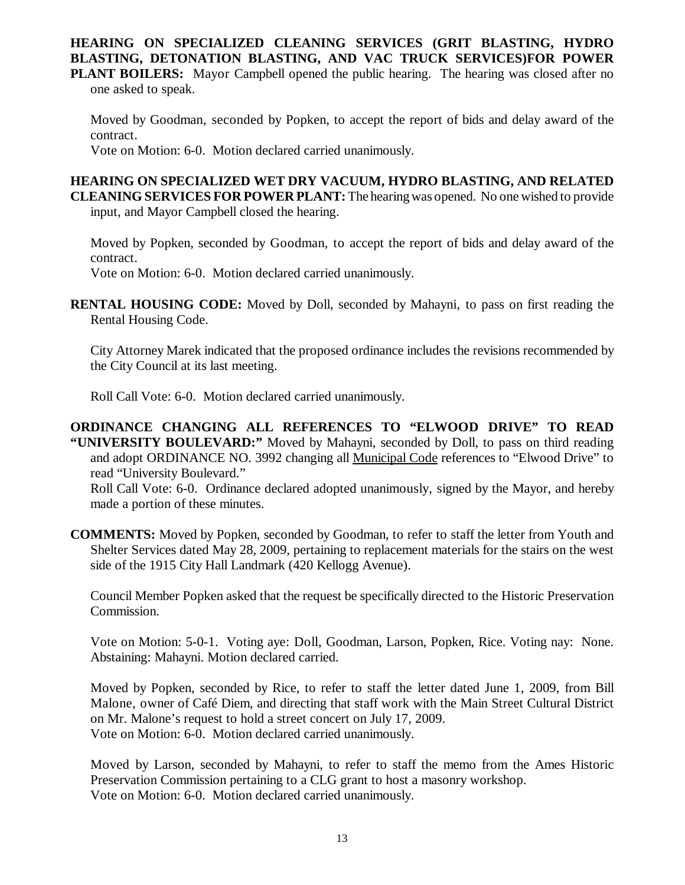**HEARING ON SPECIALIZED CLEANING SERVICES (GRIT BLASTING, HYDRO BLASTING, DETONATION BLASTING, AND VAC TRUCK SERVICES)FOR POWER PLANT BOILERS:** Mayor Campbell opened the public hearing. The hearing was closed after no one asked to speak.

Moved by Goodman, seconded by Popken, to accept the report of bids and delay award of the contract.
Vote on Motion: 6-0. Motion declared carried unanimously.

**HEARING ON SPECIALIZED WET DRY VACUUM, HYDRO BLASTING, AND RELATED CLEANING SERVICES FOR POWER PLANT:** The hearing was opened. No one wished to provide input, and Mayor Campbell closed the hearing.

Moved by Popken, seconded by Goodman, to accept the report of bids and delay award of the contract.
Vote on Motion: 6-0. Motion declared carried unanimously.

**RENTAL HOUSING CODE:** Moved by Doll, seconded by Mahayni, to pass on first reading the Rental Housing Code.

City Attorney Marek indicated that the proposed ordinance includes the revisions recommended by the City Council at its last meeting.

Roll Call Vote: 6-0. Motion declared carried unanimously.

**ORDINANCE CHANGING ALL REFERENCES TO "ELWOOD DRIVE" TO READ "UNIVERSITY BOULEVARD:"** Moved by Mahayni, seconded by Doll, to pass on third reading and adopt ORDINANCE NO. 3992 changing all Municipal Code references to "Elwood Drive" to read "University Boulevard."
Roll Call Vote: 6-0. Ordinance declared adopted unanimously, signed by the Mayor, and hereby made a portion of these minutes.

**COMMENTS:** Moved by Popken, seconded by Goodman, to refer to staff the letter from Youth and Shelter Services dated May 28, 2009, pertaining to replacement materials for the stairs on the west side of the 1915 City Hall Landmark (420 Kellogg Avenue).

Council Member Popken asked that the request be specifically directed to the Historic Preservation Commission.

Vote on Motion: 5-0-1. Voting aye: Doll, Goodman, Larson, Popken, Rice. Voting nay: None. Abstaining: Mahayni. Motion declared carried.

Moved by Popken, seconded by Rice, to refer to staff the letter dated June 1, 2009, from Bill Malone, owner of Café Diem, and directing that staff work with the Main Street Cultural District on Mr. Malone's request to hold a street concert on July 17, 2009.
Vote on Motion: 6-0. Motion declared carried unanimously.

Moved by Larson, seconded by Mahayni, to refer to staff the memo from the Ames Historic Preservation Commission pertaining to a CLG grant to host a masonry workshop.
Vote on Motion: 6-0. Motion declared carried unanimously.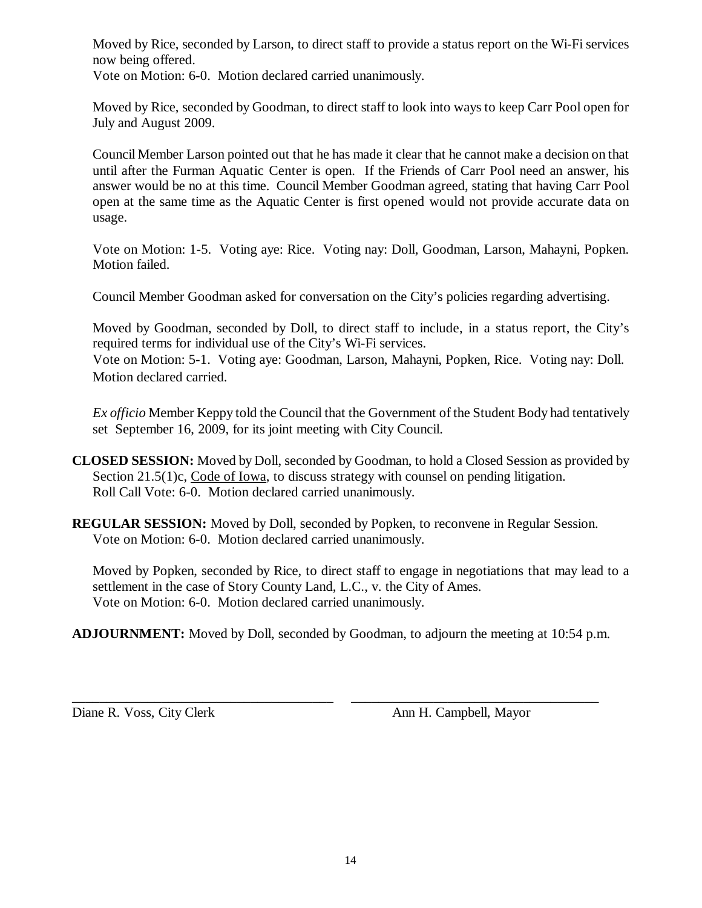Moved by Rice, seconded by Larson, to direct staff to provide a status report on the Wi-Fi services now being offered.
Vote on Motion: 6-0. Motion declared carried unanimously.

Moved by Rice, seconded by Goodman, to direct staff to look into ways to keep Carr Pool open for July and August 2009.

Council Member Larson pointed out that he has made it clear that he cannot make a decision on that until after the Furman Aquatic Center is open. If the Friends of Carr Pool need an answer, his answer would be no at this time. Council Member Goodman agreed, stating that having Carr Pool open at the same time as the Aquatic Center is first opened would not provide accurate data on usage.

Vote on Motion: 1-5. Voting aye: Rice. Voting nay: Doll, Goodman, Larson, Mahayni, Popken. Motion failed.

Council Member Goodman asked for conversation on the City's policies regarding advertising.

Moved by Goodman, seconded by Doll, to direct staff to include, in a status report, the City's required terms for individual use of the City's Wi-Fi services.
Vote on Motion: 5-1. Voting aye: Goodman, Larson, Mahayni, Popken, Rice. Voting nay: Doll. Motion declared carried.

*Ex officio* Member Keppy told the Council that the Government of the Student Body had tentatively set September 16, 2009, for its joint meeting with City Council.

**CLOSED SESSION:** Moved by Doll, seconded by Goodman, to hold a Closed Session as provided by Section 21.5(1)c, Code of Iowa, to discuss strategy with counsel on pending litigation.
Roll Call Vote: 6-0. Motion declared carried unanimously.

**REGULAR SESSION:** Moved by Doll, seconded by Popken, to reconvene in Regular Session.
Vote on Motion: 6-0. Motion declared carried unanimously.

Moved by Popken, seconded by Rice, to direct staff to engage in negotiations that may lead to a settlement in the case of Story County Land, L.C., v. the City of Ames.
Vote on Motion: 6-0. Motion declared carried unanimously.

**ADJOURNMENT:** Moved by Doll, seconded by Goodman, to adjourn the meeting at 10:54 p.m.

\_\_\_\_\_\_\_\_\_\_\_\_\_\_\_\_\_\_\_\_\_\_\_\_\_\_\_\_\_\_\_\_\_\_\_\_\_\_ \_\_\_\_\_\_\_\_\_\_\_\_\_\_\_\_\_\_\_\_\_\_\_\_\_\_\_\_\_\_\_\_\_\_\_\_\_\_

Diane R. Voss, City Clerk Ann H. Campbell, Mayor